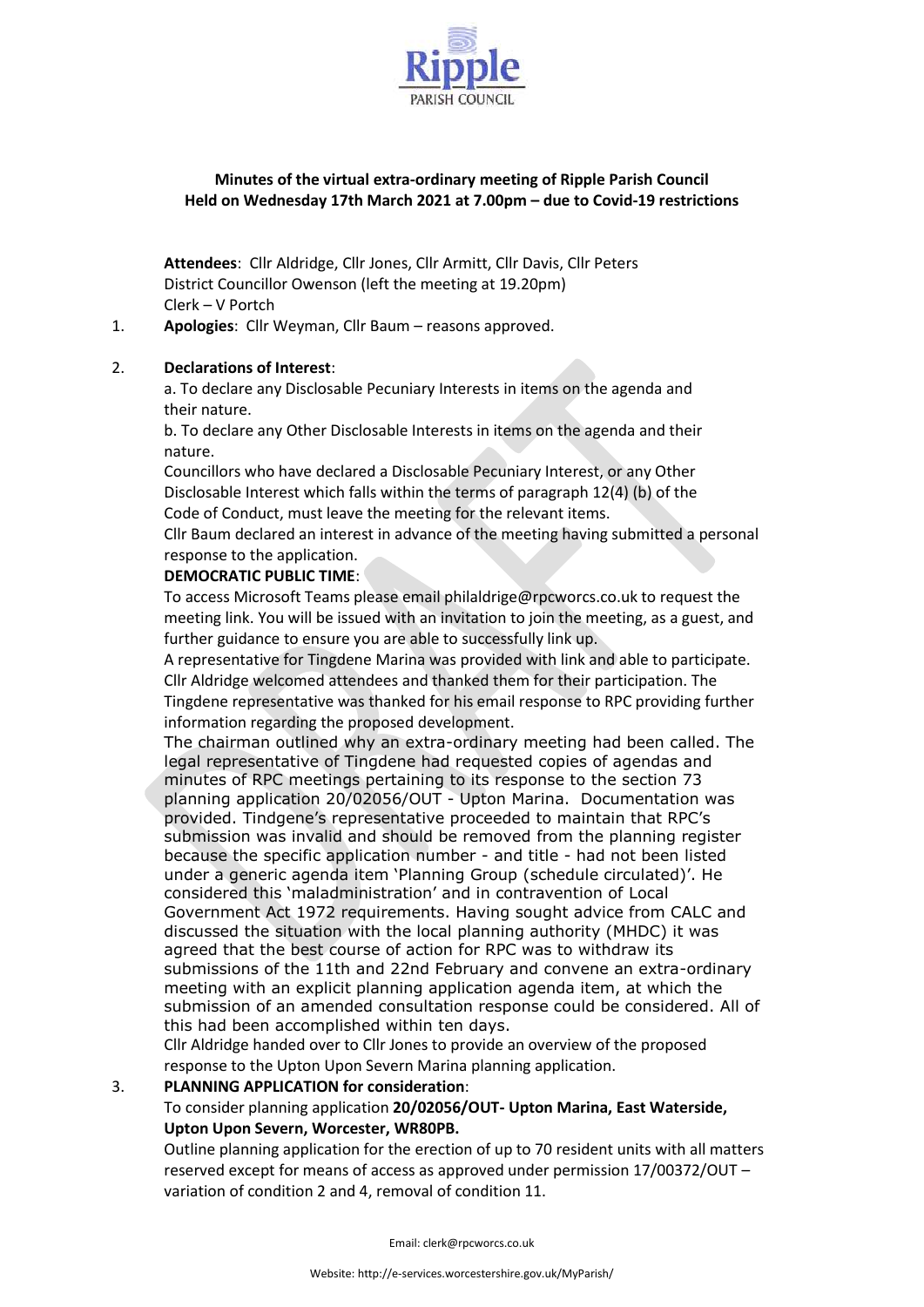**Minutes of the virtual extra-ordinary meeting of Ripple Parish Council**
**Held on Wednesday 17th March 2021 at 7.00pm – due to Covid-19 restrictions**

**Attendees**: Cllr Aldridge, Cllr Jones, Cllr Armitt, Cllr Davis, Cllr Peters
District Councillor Owenson (left the meeting at 19.20pm)
Clerk – V Portch

1. **Apologies**: Cllr Weyman, Cllr Baum – reasons approved.

2. **Declarations of Interest**:
   a. To declare any Disclosable Pecuniary Interests in items on the agenda and their nature.
   b. To declare any Other Disclosable Interests in items on the agenda and their nature.
   Councillors who have declared a Disclosable Pecuniary Interest, or any Other Disclosable Interest which falls within the terms of paragraph 12(4) (b) of the Code of Conduct, must leave the meeting for the relevant items.
   Cllr Baum declared an interest in advance of the meeting having submitted a personal response to the application.

   **DEMOCRATIC PUBLIC TIME**:
   To access Microsoft Teams please email philaldrige@rpcworcs.co.uk to request the meeting link. You will be issued with an invitation to join the meeting, as a guest, and further guidance to ensure you are able to successfully link up.
   A representative for Tingdene Marina was provided with link and able to participate.
   Cllr Aldridge welcomed attendees and thanked them for their participation. The Tingdene representative was thanked for his email response to RPC providing further information regarding the proposed development.
   The chairman outlined why an extra-ordinary meeting had been called. The legal representative of Tingdene had requested copies of agendas and minutes of RPC meetings pertaining to its response to the section 73 planning application 20/02056/OUT - Upton Marina. Documentation was provided. Tindgene's representative proceeded to maintain that RPC's submission was invalid and should be removed from the planning register because the specific application number - and title - had not been listed under a generic agenda item 'Planning Group (schedule circulated)'. He considered this 'maladministration' and in contravention of Local Government Act 1972 requirements. Having sought advice from CALC and discussed the situation with the local planning authority (MHDC) it was agreed that the best course of action for RPC was to withdraw its submissions of the 11th and 22nd February and convene an extra-ordinary meeting with an explicit planning application agenda item, at which the submission of an amended consultation response could be considered. All of this had been accomplished within ten days.
   Cllr Aldridge handed over to Cllr Jones to provide an overview of the proposed response to the Upton Upon Severn Marina planning application.

3. **PLANNING APPLICATION for consideration**:
   To consider planning application **20/02056/OUT- Upton Marina, East Waterside, Upton Upon Severn, Worcester, WR80PB.**
   Outline planning application for the erection of up to 70 resident units with all matters reserved except for means of access as approved under permission 17/00372/OUT – variation of condition 2 and 4, removal of condition 11.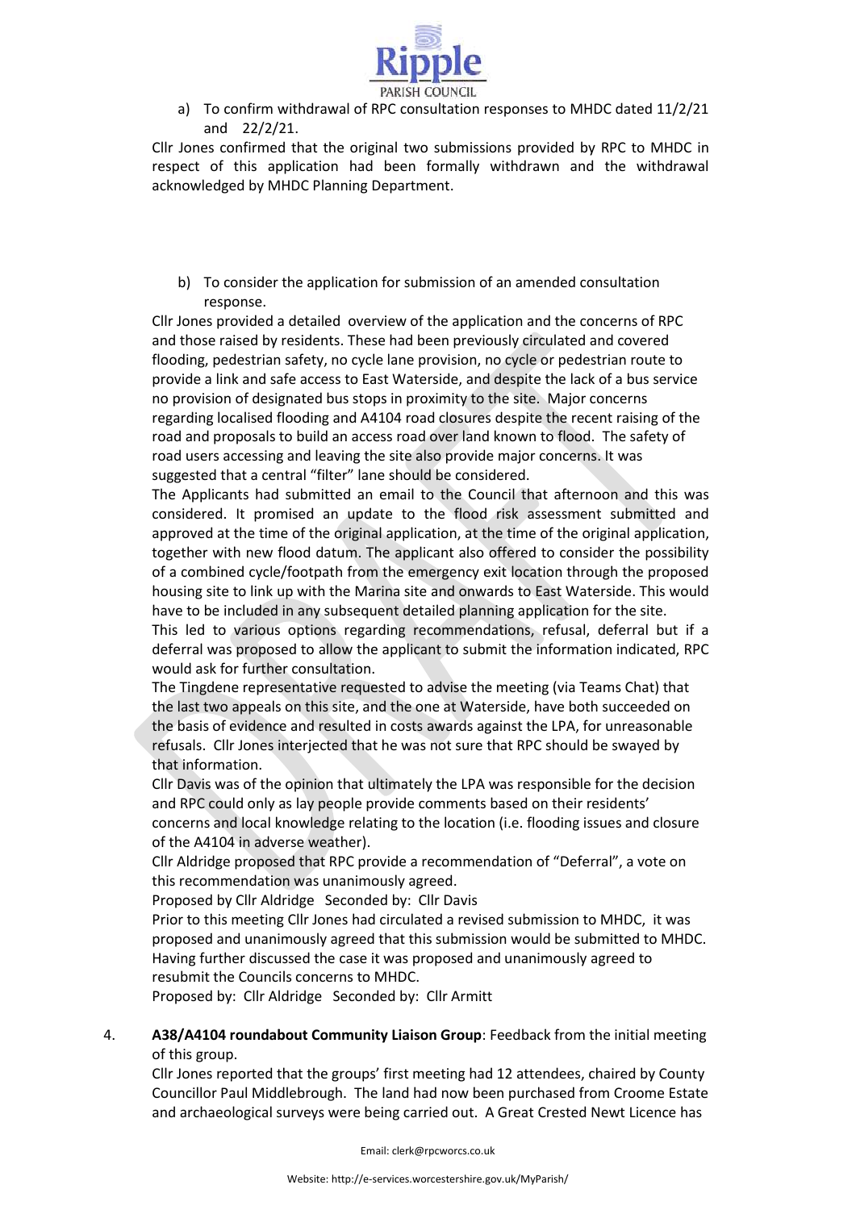a) To confirm withdrawal of RPC consultation responses to MHDC dated 11/2/21 and 22/2/21.

Cllr Jones confirmed that the original two submissions provided by RPC to MHDC in respect of this application had been formally withdrawn and the withdrawal acknowledged by MHDC Planning Department.

b) To consider the application for submission of an amended consultation response.

Cllr Jones provided a detailed overview of the application and the concerns of RPC and those raised by residents. These had been previously circulated and covered flooding, pedestrian safety, no cycle lane provision, no cycle or pedestrian route to provide a link and safe access to East Waterside, and despite the lack of a bus service no provision of designated bus stops in proximity to the site. Major concerns regarding localised flooding and A4104 road closures despite the recent raising of the road and proposals to build an access road over land known to flood. The safety of road users accessing and leaving the site also provide major concerns. It was suggested that a central "filter" lane should be considered.

The Applicants had submitted an email to the Council that afternoon and this was considered. It promised an update to the flood risk assessment submitted and approved at the time of the original application, at the time of the original application, together with new flood datum. The applicant also offered to consider the possibility of a combined cycle/footpath from the emergency exit location through the proposed housing site to link up with the Marina site and onwards to East Waterside. This would have to be included in any subsequent detailed planning application for the site.

This led to various options regarding recommendations, refusal, deferral but if a deferral was proposed to allow the applicant to submit the information indicated, RPC would ask for further consultation.

The Tingdene representative requested to advise the meeting (via Teams Chat) that the last two appeals on this site, and the one at Waterside, have both succeeded on the basis of evidence and resulted in costs awards against the LPA, for unreasonable refusals. Cllr Jones interjected that he was not sure that RPC should be swayed by that information.

Cllr Davis was of the opinion that ultimately the LPA was responsible for the decision and RPC could only as lay people provide comments based on their residents' concerns and local knowledge relating to the location (i.e. flooding issues and closure of the A4104 in adverse weather).

Cllr Aldridge proposed that RPC provide a recommendation of "Deferral", a vote on this recommendation was unanimously agreed.

Proposed by Cllr Aldridge Seconded by: Cllr Davis

Prior to this meeting Cllr Jones had circulated a revised submission to MHDC, it was proposed and unanimously agreed that this submission would be submitted to MHDC. Having further discussed the case it was proposed and unanimously agreed to resubmit the Councils concerns to MHDC.

Proposed by: Cllr Aldridge Seconded by: Cllr Armitt

4. **A38/A4104 roundabout Community Liaison Group**: Feedback from the initial meeting of this group.

Cllr Jones reported that the groups' first meeting had 12 attendees, chaired by County Councillor Paul Middlebrough. The land had now been purchased from Croome Estate and archaeological surveys were being carried out. A Great Crested Newt Licence has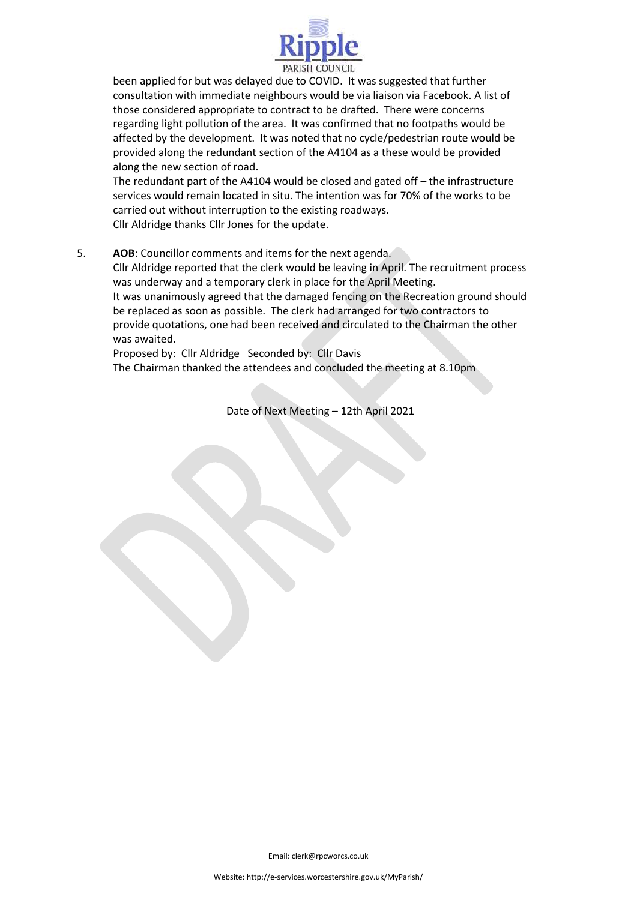been applied for but was delayed due to COVID. It was suggested that further consultation with immediate neighbours would be via liaison via Facebook. A list of those considered appropriate to contract to be drafted. There were concerns regarding light pollution of the area. It was confirmed that no footpaths would be affected by the development. It was noted that no cycle/pedestrian route would be provided along the redundant section of the A4104 as a these would be provided along the new section of road.

The redundant part of the A4104 would be closed and gated off – the infrastructure services would remain located in situ. The intention was for 70% of the works to be carried out without interruption to the existing roadways.

Cllr Aldridge thanks Cllr Jones for the update.

5. **AOB**: Councillor comments and items for the next agenda.

   Cllr Aldridge reported that the clerk would be leaving in April. The recruitment process was underway and a temporary clerk in place for the April Meeting.

   It was unanimously agreed that the damaged fencing on the Recreation ground should be replaced as soon as possible. The clerk had arranged for two contractors to provide quotations, one had been received and circulated to the Chairman the other was awaited.

   Proposed by: Cllr Aldridge Seconded by: Cllr Davis

   The Chairman thanked the attendees and concluded the meeting at 8.10pm

Date of Next Meeting – 12th April 2021